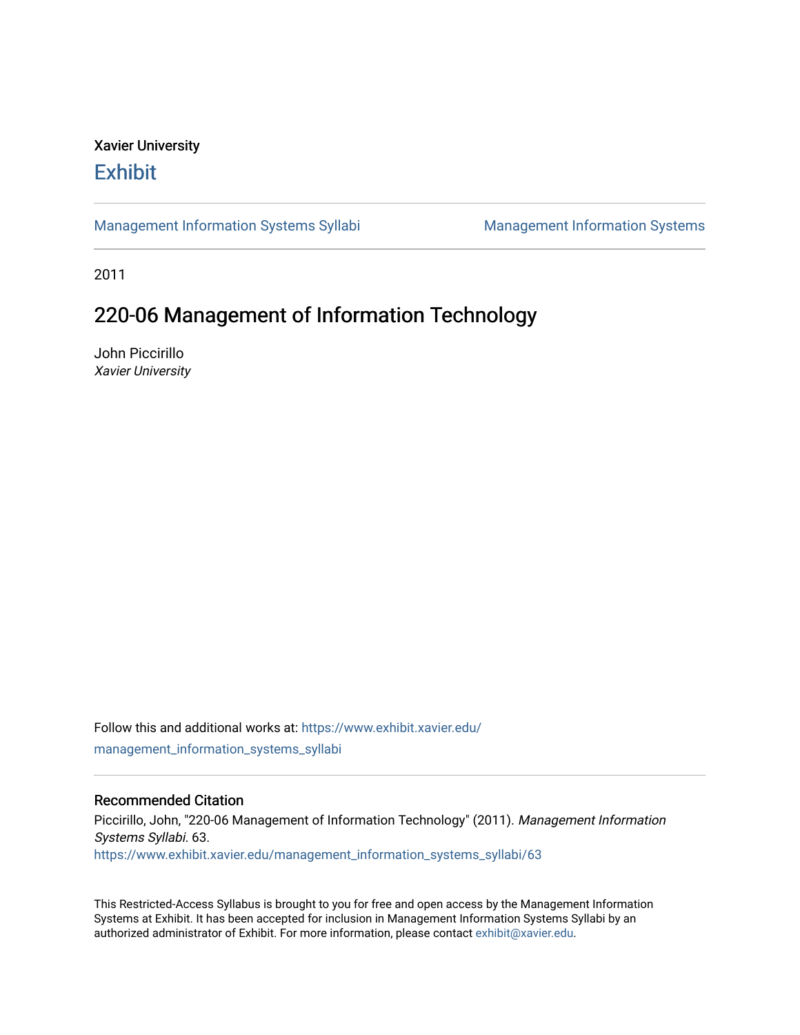Xavier University

# Exhibit

Management Information Systems Syllabi | Management Information Systems

2011

## 220-06 Management of Information Technology

John Piccirillo
*Xavier University*

Follow this and additional works at: https://www.exhibit.xavier.edu/management_information_systems_syllabi

### Recommended Citation

Piccirillo, John, "220-06 Management of Information Technology" (2011). *Management Information Systems Syllabi*. 63.
https://www.exhibit.xavier.edu/management_information_systems_syllabi/63

This Restricted-Access Syllabus is brought to you for free and open access by the Management Information Systems at Exhibit. It has been accepted for inclusion in Management Information Systems Syllabi by an authorized administrator of Exhibit. For more information, please contact exhibit@xavier.edu.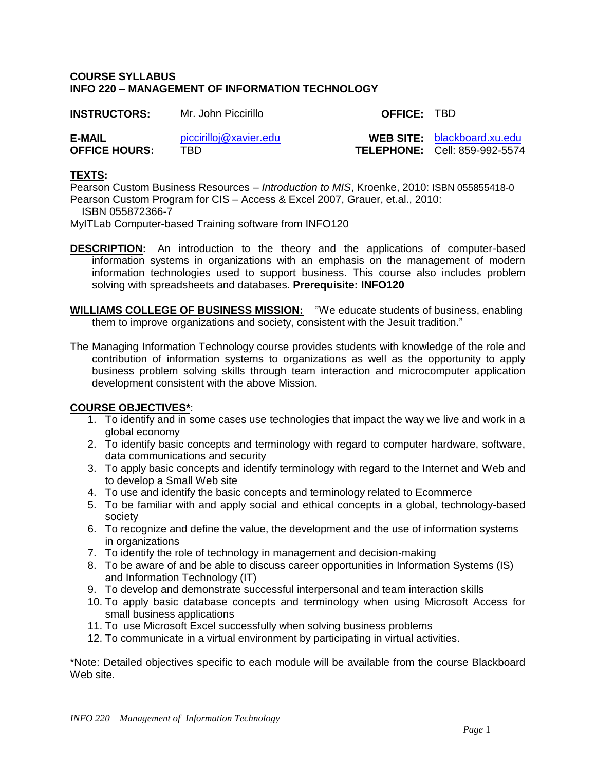**COURSE SYLLABUS**
**INFO 220 – MANAGEMENT OF INFORMATION TECHNOLOGY**

| | | | |
|---|---|---|---|
| **INSTRUCTORS:** | Mr. John Piccirillo | **OFFICE:** | TBD |
| **E-MAIL** | piccirilloj@xavier.edu | **WEB SITE:** | blackboard.xu.edu |
| **OFFICE HOURS:** | TBD | **TELEPHONE:** | Cell: 859-992-5574 |

**TEXTS:**

Pearson Custom Business Resources – *Introduction to MIS*, Kroenke, 2010: ISBN 055855418-0
Pearson Custom Program for CIS – Access & Excel 2007, Grauer, et.al., 2010: ISBN 055872366-7
MyITLab Computer-based Training software from INFO120

**DESCRIPTION:** An introduction to the theory and the applications of computer-based information systems in organizations with an emphasis on the management of modern information technologies used to support business. This course also includes problem solving with spreadsheets and databases. **Prerequisite: INFO120**

**WILLIAMS COLLEGE OF BUSINESS MISSION:** "We educate students of business, enabling them to improve organizations and society, consistent with the Jesuit tradition."

The Managing Information Technology course provides students with knowledge of the role and contribution of information systems to organizations as well as the opportunity to apply business problem solving skills through team interaction and microcomputer application development consistent with the above Mission.

**COURSE OBJECTIVES***:

1. To identify and in some cases use technologies that impact the way we live and work in a global economy
2. To identify basic concepts and terminology with regard to computer hardware, software, data communications and security
3. To apply basic concepts and identify terminology with regard to the Internet and Web and to develop a Small Web site
4. To use and identify the basic concepts and terminology related to Ecommerce
5. To be familiar with and apply social and ethical concepts in a global, technology-based society
6. To recognize and define the value, the development and the use of information systems in organizations
7. To identify the role of technology in management and decision-making
8. To be aware of and be able to discuss career opportunities in Information Systems (IS) and Information Technology (IT)
9. To develop and demonstrate successful interpersonal and team interaction skills
10. To apply basic database concepts and terminology when using Microsoft Access for small business applications
11. To use Microsoft Excel successfully when solving business problems
12. To communicate in a virtual environment by participating in virtual activities.

*Note: Detailed objectives specific to each module will be available from the course Blackboard Web site.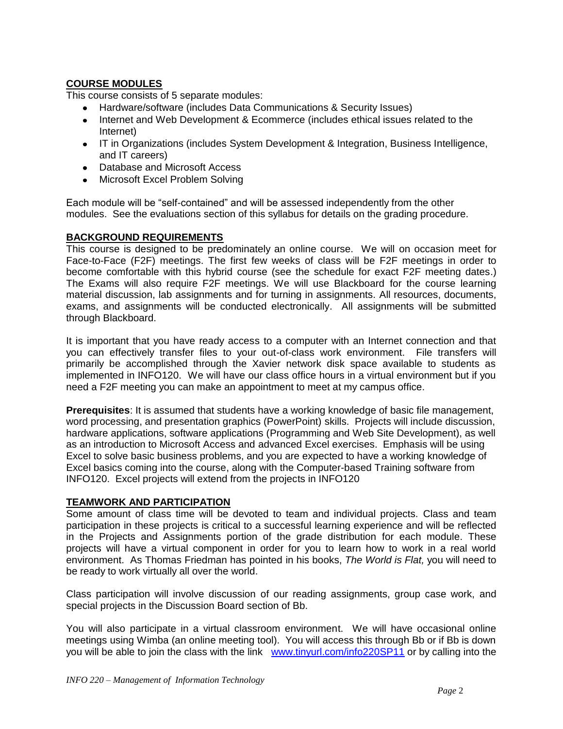## COURSE MODULES

This course consists of 5 separate modules:

- Hardware/software (includes Data Communications & Security Issues)
- Internet and Web Development & Ecommerce (includes ethical issues related to the Internet)
- IT in Organizations (includes System Development & Integration, Business Intelligence, and IT careers)
- Database and Microsoft Access
- Microsoft Excel Problem Solving

Each module will be "self-contained" and will be assessed independently from the other modules. See the evaluations section of this syllabus for details on the grading procedure.

## BACKGROUND REQUIREMENTS

This course is designed to be predominately an online course. We will on occasion meet for Face-to-Face (F2F) meetings. The first few weeks of class will be F2F meetings in order to become comfortable with this hybrid course (see the schedule for exact F2F meeting dates.) The Exams will also require F2F meetings. We will use Blackboard for the course learning material discussion, lab assignments and for turning in assignments. All resources, documents, exams, and assignments will be conducted electronically. All assignments will be submitted through Blackboard.

It is important that you have ready access to a computer with an Internet connection and that you can effectively transfer files to your out-of-class work environment. File transfers will primarily be accomplished through the Xavier network disk space available to students as implemented in INFO120. We will have our class office hours in a virtual environment but if you need a F2F meeting you can make an appointment to meet at my campus office.

**Prerequisites**: It is assumed that students have a working knowledge of basic file management, word processing, and presentation graphics (PowerPoint) skills. Projects will include discussion, hardware applications, software applications (Programming and Web Site Development), as well as an introduction to Microsoft Access and advanced Excel exercises. Emphasis will be using Excel to solve basic business problems, and you are expected to have a working knowledge of Excel basics coming into the course, along with the Computer-based Training software from INFO120. Excel projects will extend from the projects in INFO120

## TEAMWORK AND PARTICIPATION

Some amount of class time will be devoted to team and individual projects. Class and team participation in these projects is critical to a successful learning experience and will be reflected in the Projects and Assignments portion of the grade distribution for each module. These projects will have a virtual component in order for you to learn how to work in a real world environment. As Thomas Friedman has pointed in his books, *The World is Flat,* you will need to be ready to work virtually all over the world.

Class participation will involve discussion of our reading assignments, group case work, and special projects in the Discussion Board section of Bb.

You will also participate in a virtual classroom environment. We will have occasional online meetings using Wimba (an online meeting tool). You will access this through Bb or if Bb is down you will be able to join the class with the link [www.tinyurl.com/info220SP11](http://www.tinyurl.com/info220SP11) or by calling into the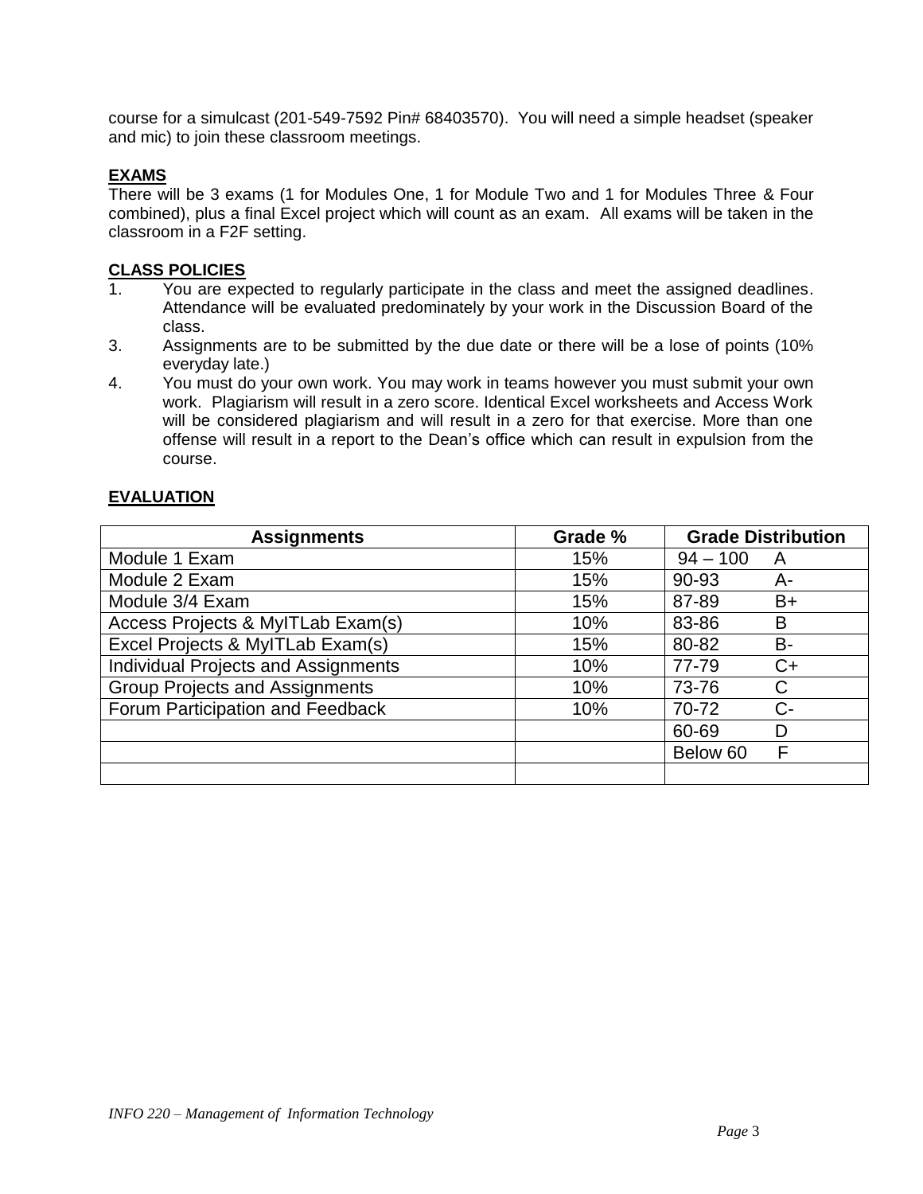course for a simulcast (201-549-7592 Pin# 68403570). You will need a simple headset (speaker and mic) to join these classroom meetings.

**EXAMS**

There will be 3 exams (1 for Modules One, 1 for Module Two and 1 for Modules Three & Four combined), plus a final Excel project which will count as an exam. All exams will be taken in the classroom in a F2F setting.

**CLASS POLICIES**

1. You are expected to regularly participate in the class and meet the assigned deadlines. Attendance will be evaluated predominately by your work in the Discussion Board of the class.
3. Assignments are to be submitted by the due date or there will be a lose of points (10% everyday late.)
4. You must do your own work. You may work in teams however you must submit your own work. Plagiarism will result in a zero score. Identical Excel worksheets and Access Work will be considered plagiarism and will result in a zero for that exercise. More than one offense will result in a report to the Dean's office which can result in expulsion from the course.

**EVALUATION**

| Assignments | Grade % | Grade Distribution |
|---|---|---|
| Module 1 Exam | 15% | 94 – 100 A |
| Module 2 Exam | 15% | 90-93 A- |
| Module 3/4 Exam | 15% | 87-89 B+ |
| Access Projects & MyITLab Exam(s) | 10% | 83-86 B |
| Excel Projects & MyITLab Exam(s) | 15% | 80-82 B- |
| Individual Projects and Assignments | 10% | 77-79 C+ |
| Group Projects and Assignments | 10% | 73-76 C |
| Forum Participation and Feedback | 10% | 70-72 C- |
| | | 60-69 D |
| | | Below 60 F |
| | | |